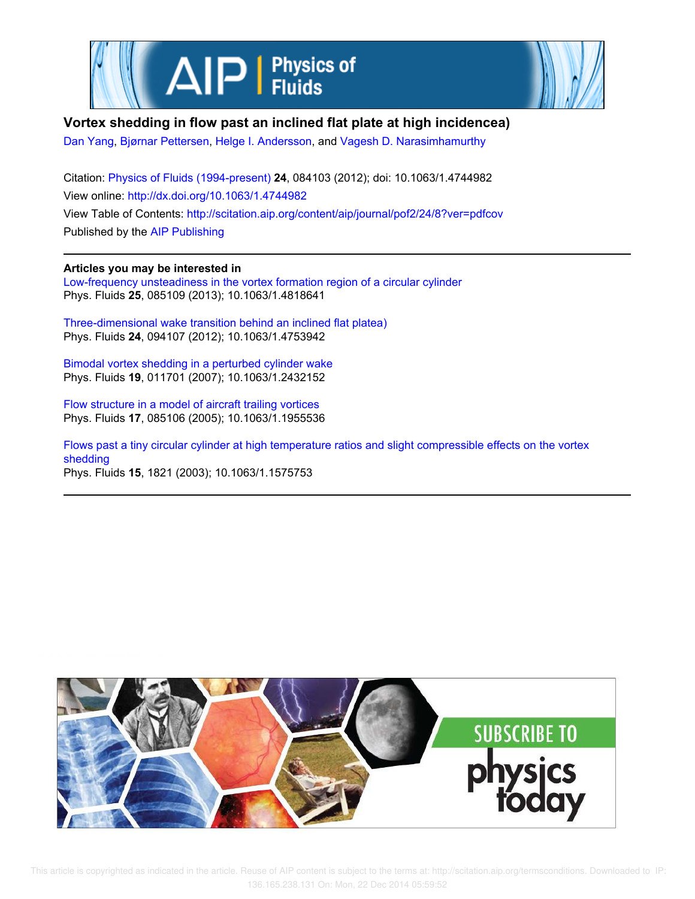# Vortex shedding in flow past an inclined flat plate at high incidencea)

Dan Yang, Bjørnar Pettersen, Helge I. Andersson, and Vagesh D. Narasimhamurthy

Citation: Physics of Fluids (1994-present) **24**, 084103 (2012); doi: 10.1063/1.4744982

View online: http://dx.doi.org/10.1063/1.4744982

View Table of Contents: http://scitation.aip.org/content/aip/journal/pof2/24/8?ver=pdfcov

Published by the AIP Publishing

**Articles you may be interested in**

Low-frequency unsteadiness in the vortex formation region of a circular cylinder
Phys. Fluids **25**, 085109 (2013); 10.1063/1.4818641

Three-dimensional wake transition behind an inclined flat platea)
Phys. Fluids **24**, 094107 (2012); 10.1063/1.4753942

Bimodal vortex shedding in a perturbed cylinder wake
Phys. Fluids **19**, 011701 (2007); 10.1063/1.2432152

Flow structure in a model of aircraft trailing vortices
Phys. Fluids **17**, 085106 (2005); 10.1063/1.1955536

Flows past a tiny circular cylinder at high temperature ratios and slight compressible effects on the vortex shedding
Phys. Fluids **15**, 1821 (2003); 10.1063/1.1575753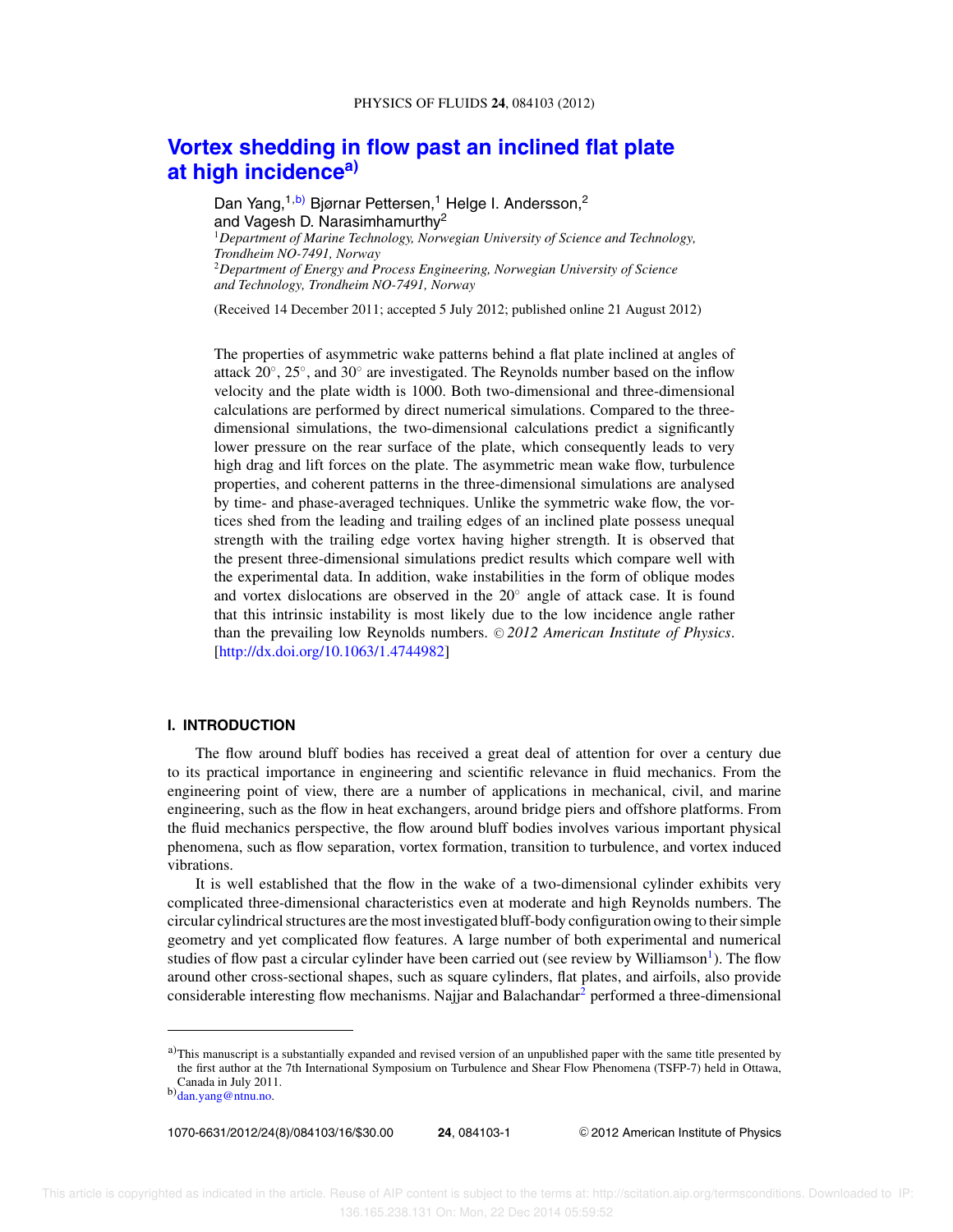# Vortex shedding in flow past an inclined flat plate at high incidence[a)]

Dan Yang,[1,b)] Bjørnar Pettersen,[1] Helge I. Andersson,[2] and Vagesh D. Narasimhamurthy[2]

[1]*Department of Marine Technology, Norwegian University of Science and Technology, Trondheim NO-7491, Norway*

[2]*Department of Energy and Process Engineering, Norwegian University of Science and Technology, Trondheim NO-7491, Norway*

(Received 14 December 2011; accepted 5 July 2012; published online 21 August 2012)

The properties of asymmetric wake patterns behind a flat plate inclined at angles of attack 20°, 25°, and 30° are investigated. The Reynolds number based on the inflow velocity and the plate width is 1000. Both two-dimensional and three-dimensional calculations are performed by direct numerical simulations. Compared to the three-dimensional simulations, the two-dimensional calculations predict a significantly lower pressure on the rear surface of the plate, which consequently leads to very high drag and lift forces on the plate. The asymmetric mean wake flow, turbulence properties, and coherent patterns in the three-dimensional simulations are analysed by time- and phase-averaged techniques. Unlike the symmetric wake flow, the vortices shed from the leading and trailing edges of an inclined plate possess unequal strength with the trailing edge vortex having higher strength. It is observed that the present three-dimensional simulations predict results which compare well with the experimental data. In addition, wake instabilities in the form of oblique modes and vortex dislocations are observed in the 20° angle of attack case. It is found that this intrinsic instability is most likely due to the low incidence angle rather than the prevailing low Reynolds numbers. © *2012 American Institute of Physics*. [http://dx.doi.org/10.1063/1.4744982]

## I. INTRODUCTION

The flow around bluff bodies has received a great deal of attention for over a century due to its practical importance in engineering and scientific relevance in fluid mechanics. From the engineering point of view, there are a number of applications in mechanical, civil, and marine engineering, such as the flow in heat exchangers, around bridge piers and offshore platforms. From the fluid mechanics perspective, the flow around bluff bodies involves various important physical phenomena, such as flow separation, vortex formation, transition to turbulence, and vortex induced vibrations.

It is well established that the flow in the wake of a two-dimensional cylinder exhibits very complicated three-dimensional characteristics even at moderate and high Reynolds numbers. The circular cylindrical structures are the most investigated bluff-body configuration owing to their simple geometry and yet complicated flow features. A large number of both experimental and numerical studies of flow past a circular cylinder have been carried out (see review by Williamson[1]). The flow around other cross-sectional shapes, such as square cylinders, flat plates, and airfoils, also provide considerable interesting flow mechanisms. Najjar and Balachandar[2] performed a three-dimensional

---

[a)]This manuscript is a substantially expanded and revised version of an unpublished paper with the same title presented by the first author at the 7th International Symposium on Turbulence and Shear Flow Phenomena (TSFP-7) held in Ottawa, Canada in July 2011.

[b)]dan.yang@ntnu.no.

1070-6631/2012/24(8)/084103/16/$30.00 © 2012 American Institute of Physics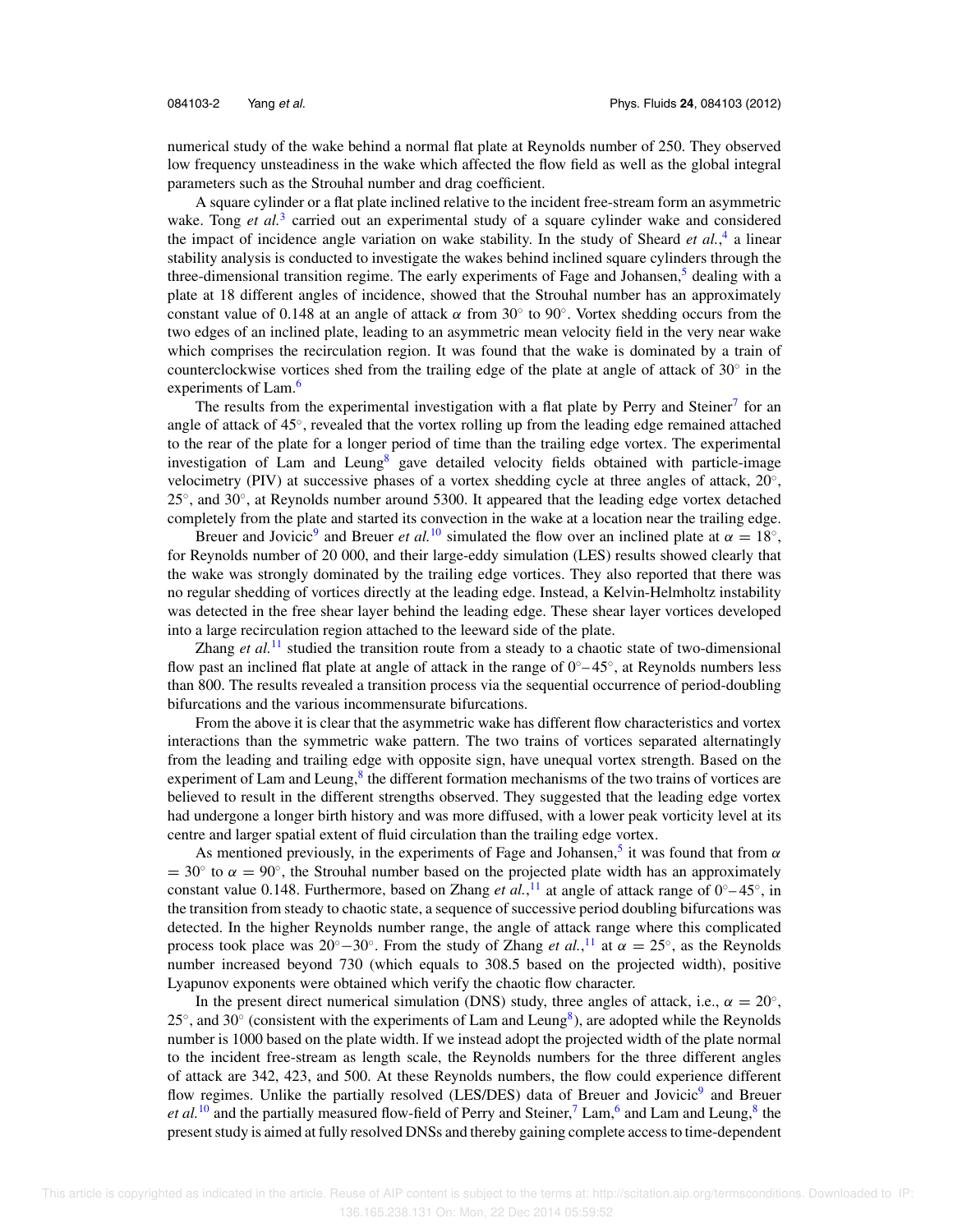numerical study of the wake behind a normal flat plate at Reynolds number of 250. They observed low frequency unsteadiness in the wake which affected the flow field as well as the global integral parameters such as the Strouhal number and drag coefficient.

A square cylinder or a flat plate inclined relative to the incident free-stream form an asymmetric wake. Tong *et al.*[3] carried out an experimental study of a square cylinder wake and considered the impact of incidence angle variation on wake stability. In the study of Sheard *et al.*,[4] a linear stability analysis is conducted to investigate the wakes behind inclined square cylinders through the three-dimensional transition regime. The early experiments of Fage and Johansen,[5] dealing with a plate at 18 different angles of incidence, showed that the Strouhal number has an approximately constant value of 0.148 at an angle of attack $\alpha$ from 30° to 90°. Vortex shedding occurs from the two edges of an inclined plate, leading to an asymmetric mean velocity field in the very near wake which comprises the recirculation region. It was found that the wake is dominated by a train of counterclockwise vortices shed from the trailing edge of the plate at angle of attack of 30° in the experiments of Lam.[6]

The results from the experimental investigation with a flat plate by Perry and Steiner[7] for an angle of attack of 45°, revealed that the vortex rolling up from the leading edge remained attached to the rear of the plate for a longer period of time than the trailing edge vortex. The experimental investigation of Lam and Leung[8] gave detailed velocity fields obtained with particle-image velocimetry (PIV) at successive phases of a vortex shedding cycle at three angles of attack, 20°, 25°, and 30°, at Reynolds number around 5300. It appeared that the leading edge vortex detached completely from the plate and started its convection in the wake at a location near the trailing edge.

Breuer and Jovicic[9] and Breuer *et al.*[10] simulated the flow over an inclined plate at $\alpha = 18°$, for Reynolds number of 20 000, and their large-eddy simulation (LES) results showed clearly that the wake was strongly dominated by the trailing edge vortices. They also reported that there was no regular shedding of vortices directly at the leading edge. Instead, a Kelvin-Helmholtz instability was detected in the free shear layer behind the leading edge. These shear layer vortices developed into a large recirculation region attached to the leeward side of the plate.

Zhang *et al.*[11] studied the transition route from a steady to a chaotic state of two-dimensional flow past an inclined flat plate at angle of attack in the range of 0°–45°, at Reynolds numbers less than 800. The results revealed a transition process via the sequential occurrence of period-doubling bifurcations and the various incommensurate bifurcations.

From the above it is clear that the asymmetric wake has different flow characteristics and vortex interactions than the symmetric wake pattern. The two trains of vortices separated alternatingly from the leading and trailing edge with opposite sign, have unequal vortex strength. Based on the experiment of Lam and Leung,[8] the different formation mechanisms of the two trains of vortices are believed to result in the different strengths observed. They suggested that the leading edge vortex had undergone a longer birth history and was more diffused, with a lower peak vorticity level at its centre and larger spatial extent of fluid circulation than the trailing edge vortex.

As mentioned previously, in the experiments of Fage and Johansen,[5] it was found that from $\alpha = 30°$ to $\alpha = 90°$, the Strouhal number based on the projected plate width has an approximately constant value 0.148. Furthermore, based on Zhang *et al.*,[11] at angle of attack range of 0°–45°, in the transition from steady to chaotic state, a sequence of successive period doubling bifurcations was detected. In the higher Reynolds number range, the angle of attack range where this complicated process took place was 20°–30°. From the study of Zhang *et al.*,[11] at $\alpha = 25°$, as the Reynolds number increased beyond 730 (which equals to 308.5 based on the projected width), positive Lyapunov exponents were obtained which verify the chaotic flow character.

In the present direct numerical simulation (DNS) study, three angles of attack, i.e., $\alpha = 20°$, 25°, and 30° (consistent with the experiments of Lam and Leung[8]), are adopted while the Reynolds number is 1000 based on the plate width. If we instead adopt the projected width of the plate normal to the incident free-stream as length scale, the Reynolds numbers for the three different angles of attack are 342, 423, and 500. At these Reynolds numbers, the flow could experience different flow regimes. Unlike the partially resolved (LES/DES) data of Breuer and Jovicic[9] and Breuer *et al.*[10] and the partially measured flow-field of Perry and Steiner,[7] Lam,[6] and Lam and Leung,[8] the present study is aimed at fully resolved DNSs and thereby gaining complete access to time-dependent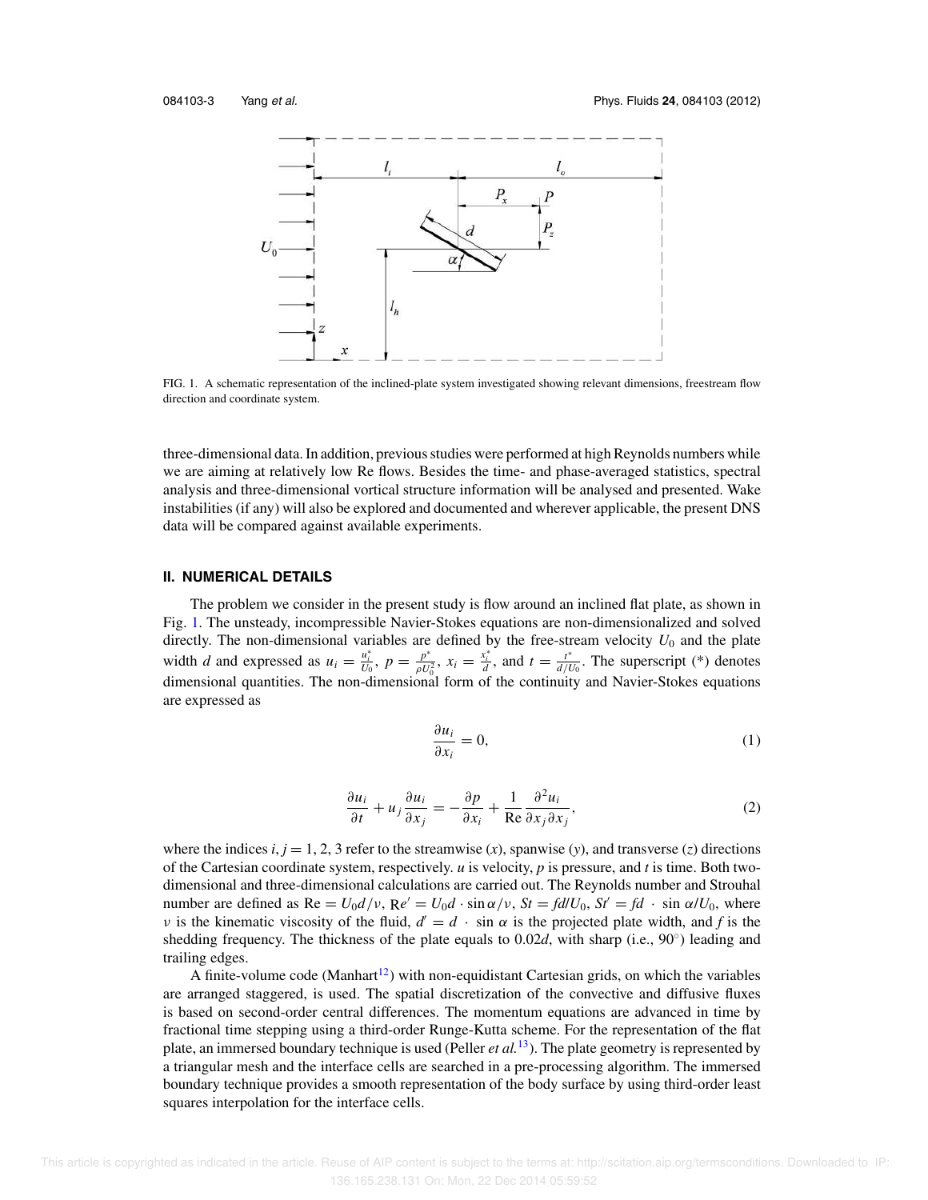FIG. 1. A schematic representation of the inclined-plate system investigated showing relevant dimensions, freestream flow direction and coordinate system.

three-dimensional data. In addition, previous studies were performed at high Reynolds numbers while we are aiming at relatively low Re flows. Besides the time- and phase-averaged statistics, spectral analysis and three-dimensional vortical structure information will be analysed and presented. Wake instabilities (if any) will also be explored and documented and wherever applicable, the present DNS data will be compared against available experiments.

## II. NUMERICAL DETAILS

The problem we consider in the present study is flow around an inclined flat plate, as shown in Fig. 1. The unsteady, incompressible Navier-Stokes equations are non-dimensionalized and solved directly. The non-dimensional variables are defined by the free-stream velocity $U_0$ and the plate width $d$ and expressed as $u_i = \frac{u_i^*}{U_0}$, $p = \frac{p^*}{\rho U_0^2}$, $x_i = \frac{x_i^*}{d}$, and $t = \frac{t^*}{d/U_0}$. The superscript (*) denotes dimensional quantities. The non-dimensional form of the continuity and Navier-Stokes equations are expressed as

$$\frac{\partial u_i}{\partial x_i} = 0, \tag{1}$$

$$\frac{\partial u_i}{\partial t} + u_j \frac{\partial u_i}{\partial x_j} = -\frac{\partial p}{\partial x_i} + \frac{1}{\mathrm{Re}} \frac{\partial^2 u_i}{\partial x_j \partial x_j}, \tag{2}$$

where the indices $i, j = 1, 2, 3$ refer to the streamwise ($x$), spanwise ($y$), and transverse ($z$) directions of the Cartesian coordinate system, respectively. $u$ is velocity, $p$ is pressure, and $t$ is time. Both two-dimensional and three-dimensional calculations are carried out. The Reynolds number and Strouhal number are defined as $\mathrm{Re} = U_0 d/\nu$, $\mathrm{R}e' = U_0 d \cdot \sin\alpha/\nu$, $St = fd/U_0$, $St' = fd \cdot \sin\alpha/U_0$, where $\nu$ is the kinematic viscosity of the fluid, $d' = d \cdot \sin\alpha$ is the projected plate width, and $f$ is the shedding frequency. The thickness of the plate equals to $0.02d$, with sharp (i.e., 90°) leading and trailing edges.

A finite-volume code (Manhart[12]) with non-equidistant Cartesian grids, on which the variables are arranged staggered, is used. The spatial discretization of the convective and diffusive fluxes is based on second-order central differences. The momentum equations are advanced in time by fractional time stepping using a third-order Runge-Kutta scheme. For the representation of the flat plate, an immersed boundary technique is used (Peller *et al.*[13]). The plate geometry is represented by a triangular mesh and the interface cells are searched in a pre-processing algorithm. The immersed boundary technique provides a smooth representation of the body surface by using third-order least squares interpolation for the interface cells.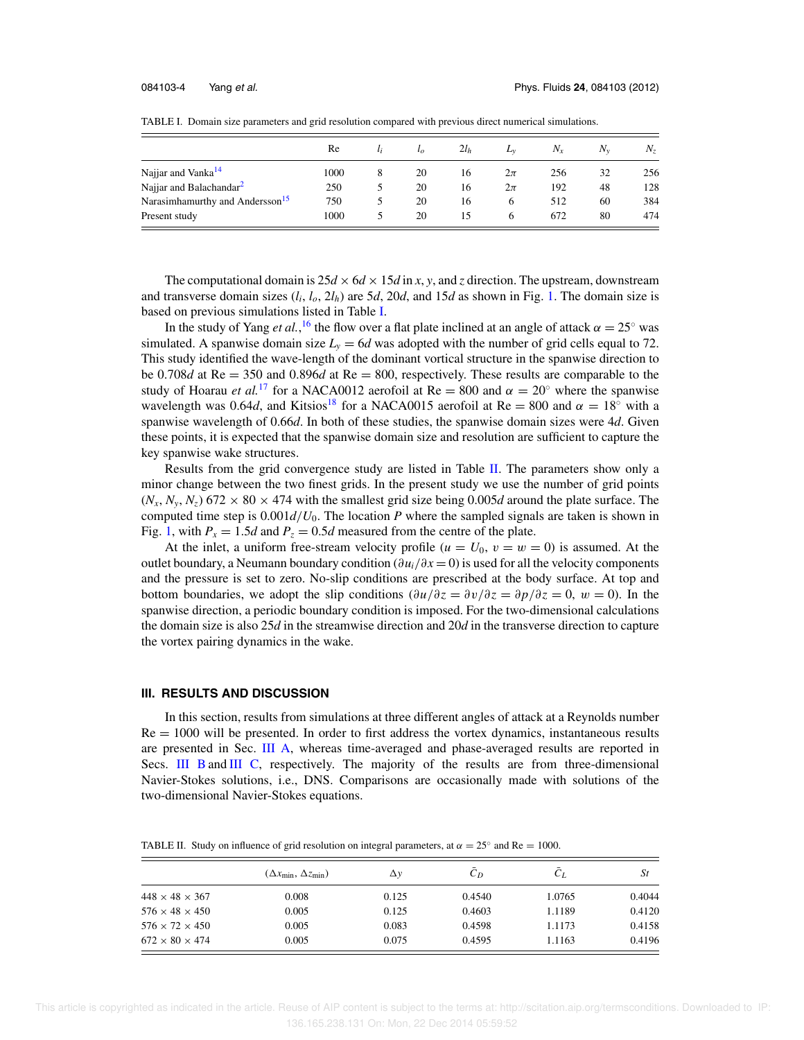TABLE I. Domain size parameters and grid resolution compared with previous direct numerical simulations.

| | Re | $l_i$ | $l_o$ | $2l_h$ | $L_y$ | $N_x$ | $N_y$ | $N_z$ |
|---|---|---|---|---|---|---|---|---|
| Najjar and Vanka[14] | 1000 | 8 | 20 | 16 | $2\pi$ | 256 | 32 | 256 |
| Najjar and Balachandar[2] | 250 | 5 | 20 | 16 | $2\pi$ | 192 | 48 | 128 |
| Narasimhamurthy and Andersson[15] | 750 | 5 | 20 | 16 | 6 | 512 | 60 | 384 |
| Present study | 1000 | 5 | 20 | 15 | 6 | 672 | 80 | 474 |

The computational domain is $25d \times 6d \times 15d$ in $x$, $y$, and $z$ direction. The upstream, downstream and transverse domain sizes ($l_i$, $l_o$, $2l_h$) are $5d$, $20d$, and $15d$ as shown in Fig. 1. The domain size is based on previous simulations listed in Table I.

In the study of Yang *et al.*,[16] the flow over a flat plate inclined at an angle of attack $\alpha = 25^\circ$ was simulated. A spanwise domain size $L_y = 6d$ was adopted with the number of grid cells equal to 72. This study identified the wave-length of the dominant vortical structure in the spanwise direction to be $0.708d$ at Re = 350 and $0.896d$ at Re = 800, respectively. These results are comparable to the study of Hoarau *et al.*[17] for a NACA0012 aerofoil at Re = 800 and $\alpha = 20^\circ$ where the spanwise wavelength was $0.64d$, and Kitsios[18] for a NACA0015 aerofoil at Re = 800 and $\alpha = 18^\circ$ with a spanwise wavelength of $0.66d$. In both of these studies, the spanwise domain sizes were $4d$. Given these points, it is expected that the spanwise domain size and resolution are sufficient to capture the key spanwise wake structures.

Results from the grid convergence study are listed in Table II. The parameters show only a minor change between the two finest grids. In the present study we use the number of grid points ($N_x$, $N_y$, $N_z$) $672 \times 80 \times 474$ with the smallest grid size being $0.005d$ around the plate surface. The computed time step is $0.001d/U_0$. The location $P$ where the sampled signals are taken is shown in Fig. 1, with $P_x = 1.5d$ and $P_z = 0.5d$ measured from the centre of the plate.

At the inlet, a uniform free-stream velocity profile ($u = U_0$, $v = w = 0$) is assumed. At the outlet boundary, a Neumann boundary condition ($\partial u_i/\partial x = 0$) is used for all the velocity components and the pressure is set to zero. No-slip conditions are prescribed at the body surface. At top and bottom boundaries, we adopt the slip conditions ($\partial u/\partial z = \partial v/\partial z = \partial p/\partial z = 0$, $w = 0$). In the spanwise direction, a periodic boundary condition is imposed. For the two-dimensional calculations the domain size is also $25d$ in the streamwise direction and $20d$ in the transverse direction to capture the vortex pairing dynamics in the wake.

## III. RESULTS AND DISCUSSION

In this section, results from simulations at three different angles of attack at a Reynolds number Re = 1000 will be presented. In order to first address the vortex dynamics, instantaneous results are presented in Sec. III A, whereas time-averaged and phase-averaged results are reported in Secs. III B and III C, respectively. The majority of the results are from three-dimensional Navier-Stokes solutions, i.e., DNS. Comparisons are occasionally made with solutions of the two-dimensional Navier-Stokes equations.

TABLE II. Study on influence of grid resolution on integral parameters, at $\alpha = 25^\circ$ and Re = 1000.

| | $(\Delta x_{\min}, \Delta z_{\min})$ | $\Delta y$ | $\bar{C}_D$ | $\bar{C}_L$ | $St$ |
|---|---|---|---|---|---|
| $448 \times 48 \times 367$ | 0.008 | 0.125 | 0.4540 | 1.0765 | 0.4044 |
| $576 \times 48 \times 450$ | 0.005 | 0.125 | 0.4603 | 1.1189 | 0.4120 |
| $576 \times 72 \times 450$ | 0.005 | 0.083 | 0.4598 | 1.1173 | 0.4158 |
| $672 \times 80 \times 474$ | 0.005 | 0.075 | 0.4595 | 1.1163 | 0.4196 |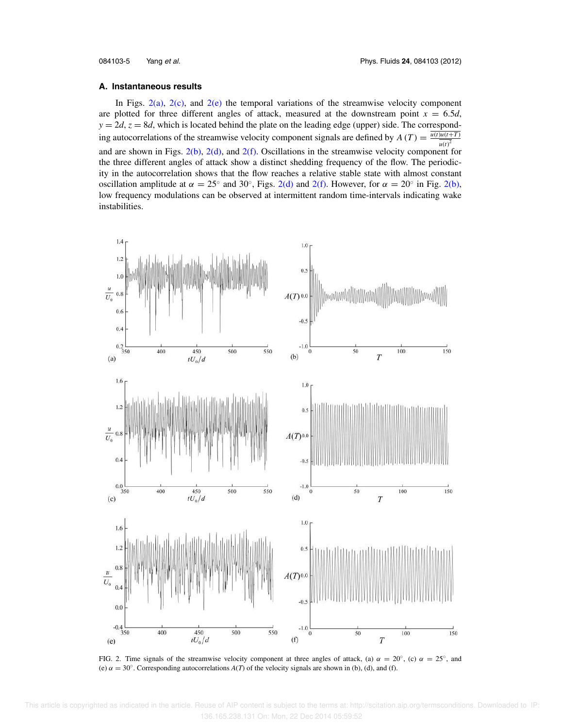### A. Instantaneous results

In Figs. 2(a), 2(c), and 2(e) the temporal variations of the streamwise velocity component are plotted for three different angles of attack, measured at the downstream point $x = 6.5d$, $y = 2d$, $z = 8d$, which is located behind the plate on the leading edge (upper) side. The corresponding autocorrelations of the streamwise velocity component signals are defined by $A(T) = \frac{\overline{u(t)u(t+T)}}{\overline{u(t)^2}}$ and are shown in Figs. 2(b), 2(d), and 2(f). Oscillations in the streamwise velocity component for the three different angles of attack show a distinct shedding frequency of the flow. The periodicity in the autocorrelation shows that the flow reaches a relative stable state with almost constant oscillation amplitude at $\alpha = 25^\circ$ and $30^\circ$, Figs. 2(d) and 2(f). However, for $\alpha = 20^\circ$ in Fig. 2(b), low frequency modulations can be observed at intermittent random time-intervals indicating wake instabilities.

FIG. 2. Time signals of the streamwise velocity component at three angles of attack, (a) $\alpha = 20^\circ$, (c) $\alpha = 25^\circ$, and (e) $\alpha = 30^\circ$. Corresponding autocorrelations $A(T)$ of the velocity signals are shown in (b), (d), and (f).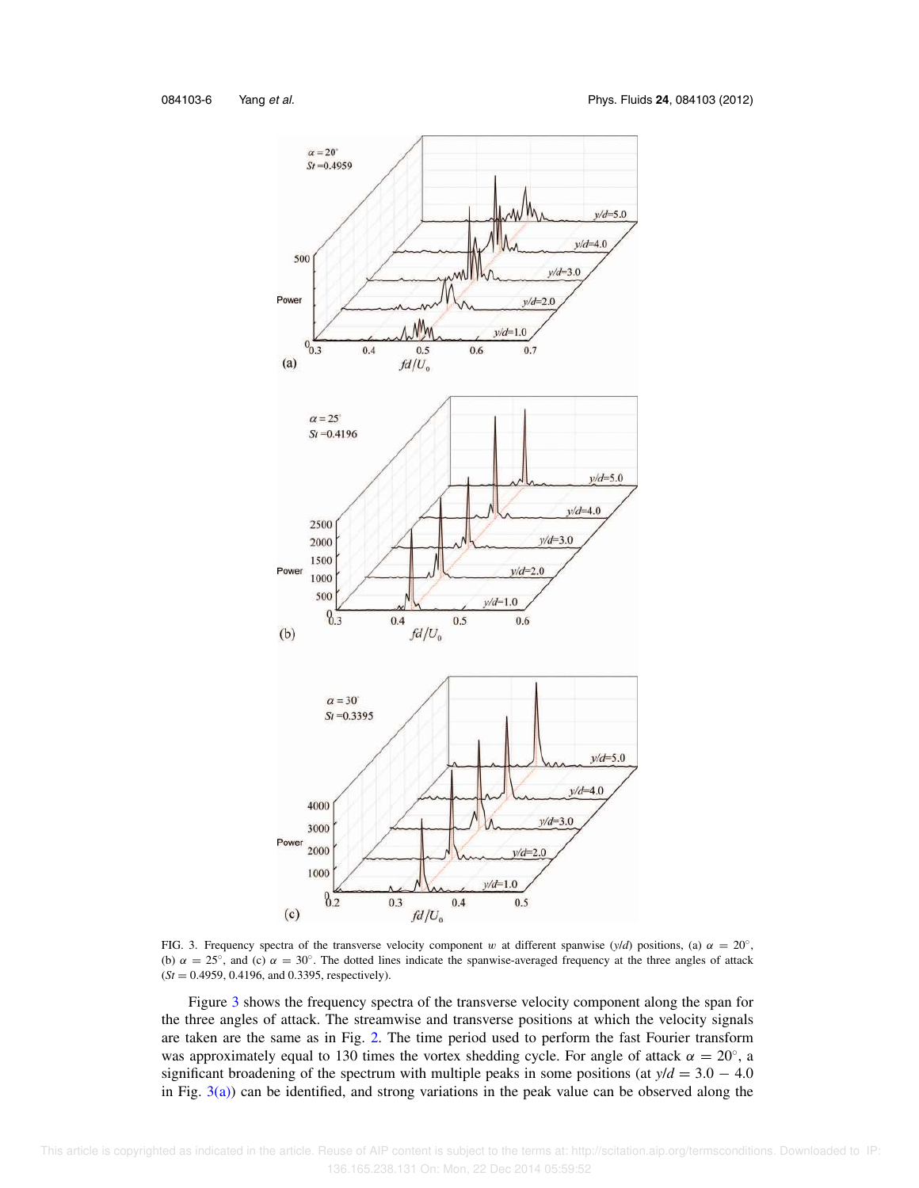FIG. 3. Frequency spectra of the transverse velocity component $w$ at different spanwise ($y/d$) positions, (a) $\alpha = 20^{\circ}$, (b) $\alpha = 25^{\circ}$, and (c) $\alpha = 30^{\circ}$. The dotted lines indicate the spanwise-averaged frequency at the three angles of attack ($St = 0.4959$, 0.4196, and 0.3395, respectively).

Figure 3 shows the frequency spectra of the transverse velocity component along the span for the three angles of attack. The streamwise and transverse positions at which the velocity signals are taken are the same as in Fig. 2. The time period used to perform the fast Fourier transform was approximately equal to 130 times the vortex shedding cycle. For angle of attack $\alpha = 20^{\circ}$, a significant broadening of the spectrum with multiple peaks in some positions (at $y/d = 3.0 - 4.0$ in Fig. 3(a)) can be identified, and strong variations in the peak value can be observed along the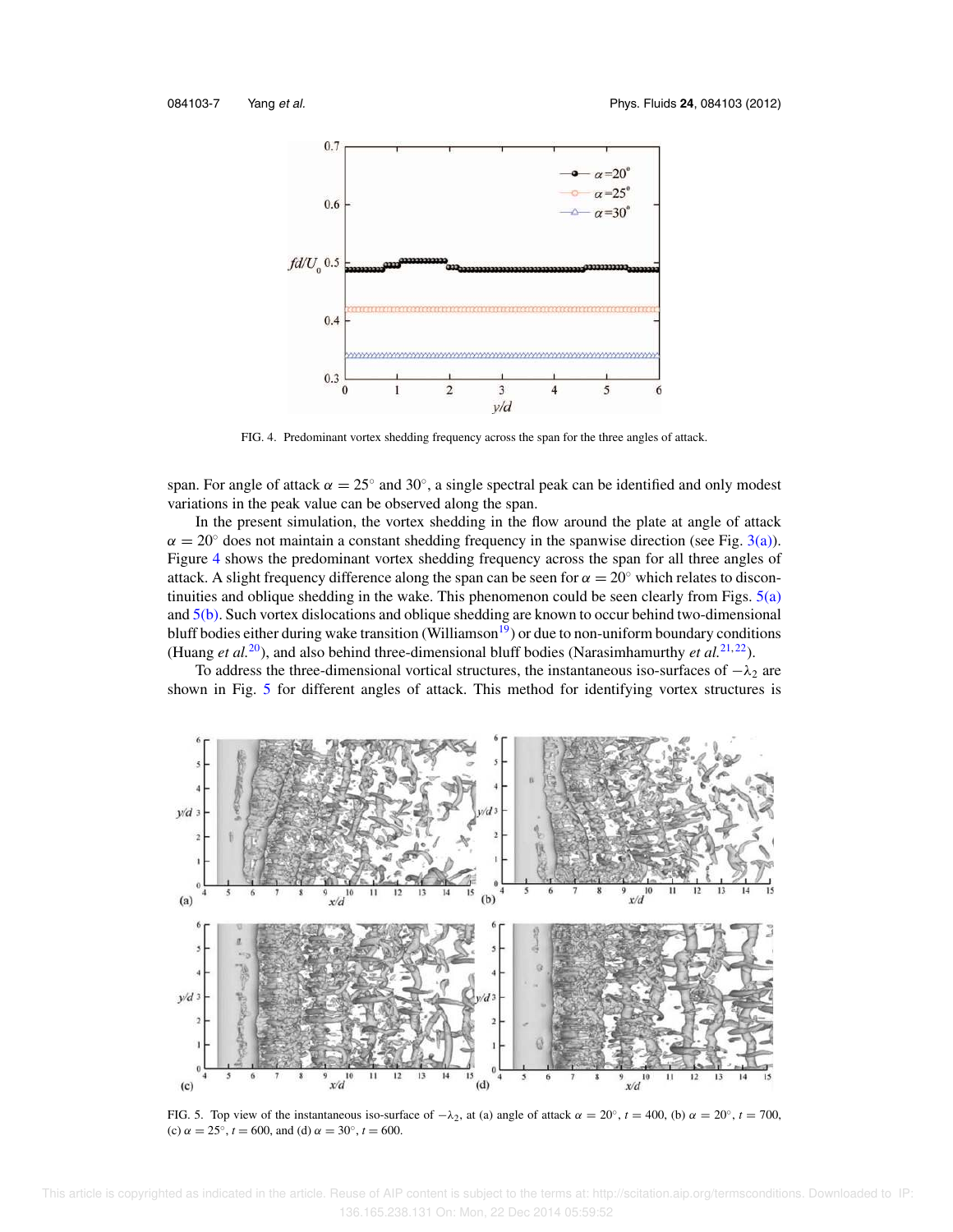FIG. 4. Predominant vortex shedding frequency across the span for the three angles of attack.

span. For angle of attack $\alpha = 25^\circ$ and $30^\circ$, a single spectral peak can be identified and only modest variations in the peak value can be observed along the span.

In the present simulation, the vortex shedding in the flow around the plate at angle of attack $\alpha = 20^\circ$ does not maintain a constant shedding frequency in the spanwise direction (see Fig. 3(a)). Figure 4 shows the predominant vortex shedding frequency across the span for all three angles of attack. A slight frequency difference along the span can be seen for $\alpha = 20^\circ$ which relates to discontinuities and oblique shedding in the wake. This phenomenon could be seen clearly from Figs. 5(a) and 5(b). Such vortex dislocations and oblique shedding are known to occur behind two-dimensional bluff bodies either during wake transition (Williamson[19]) or due to non-uniform boundary conditions (Huang *et al.*[20]), and also behind three-dimensional bluff bodies (Narasimhamurthy *et al.*[21,22]).

To address the three-dimensional vortical structures, the instantaneous iso-surfaces of $-\lambda_2$ are shown in Fig. 5 for different angles of attack. This method for identifying vortex structures is

FIG. 5. Top view of the instantaneous iso-surface of $-\lambda_2$, at (a) angle of attack $\alpha = 20^\circ$, $t = 400$, (b) $\alpha = 20^\circ$, $t = 700$, (c) $\alpha = 25^\circ$, $t = 600$, and (d) $\alpha = 30^\circ$, $t = 600$.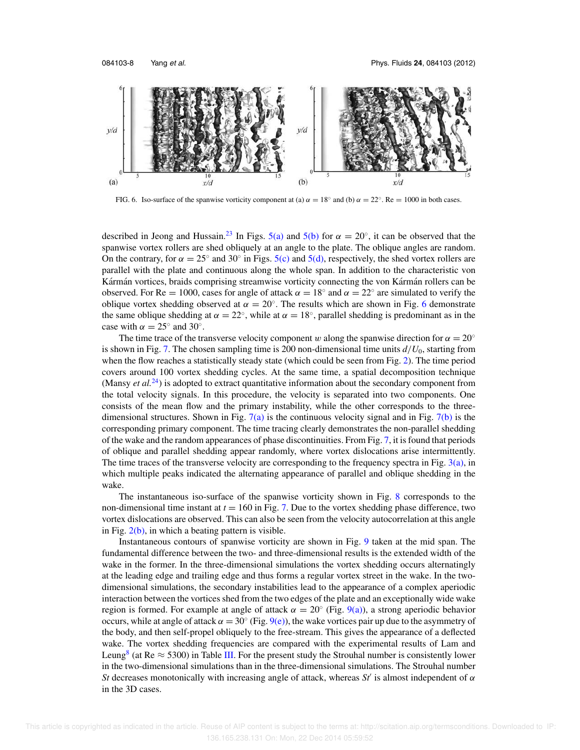FIG. 6. Iso-surface of the spanwise vorticity component at (a) $\alpha = 18^\circ$ and (b) $\alpha = 22^\circ$. Re = 1000 in both cases.

described in Jeong and Hussain.[23] In Figs. 5(a) and 5(b) for $\alpha = 20^\circ$, it can be observed that the spanwise vortex rollers are shed obliquely at an angle to the plate. The oblique angles are random. On the contrary, for $\alpha = 25^\circ$ and $30^\circ$ in Figs. 5(c) and 5(d), respectively, the shed vortex rollers are parallel with the plate and continuous along the whole span. In addition to the characteristic von Kármán vortices, braids comprising streamwise vorticity connecting the von Kármán rollers can be observed. For Re = 1000, cases for angle of attack $\alpha = 18^\circ$ and $\alpha = 22^\circ$ are simulated to verify the oblique vortex shedding observed at $\alpha = 20^\circ$. The results which are shown in Fig. 6 demonstrate the same oblique shedding at $\alpha = 22^\circ$, while at $\alpha = 18^\circ$, parallel shedding is predominant as in the case with $\alpha = 25^\circ$ and $30^\circ$.

The time trace of the transverse velocity component $w$ along the spanwise direction for $\alpha = 20^\circ$ is shown in Fig. 7. The chosen sampling time is 200 non-dimensional time units $d/U_0$, starting from when the flow reaches a statistically steady state (which could be seen from Fig. 2). The time period covers around 100 vortex shedding cycles. At the same time, a spatial decomposition technique (Mansy *et al.*[24]) is adopted to extract quantitative information about the secondary component from the total velocity signals. In this procedure, the velocity is separated into two components. One consists of the mean flow and the primary instability, while the other corresponds to the three-dimensional structures. Shown in Fig. 7(a) is the continuous velocity signal and in Fig. 7(b) is the corresponding primary component. The time tracing clearly demonstrates the non-parallel shedding of the wake and the random appearances of phase discontinuities. From Fig. 7, it is found that periods of oblique and parallel shedding appear randomly, where vortex dislocations arise intermittently. The time traces of the transverse velocity are corresponding to the frequency spectra in Fig. 3(a), in which multiple peaks indicated the alternating appearance of parallel and oblique shedding in the wake.

The instantaneous iso-surface of the spanwise vorticity shown in Fig. 8 corresponds to the non-dimensional time instant at $t = 160$ in Fig. 7. Due to the vortex shedding phase difference, two vortex dislocations are observed. This can also be seen from the velocity autocorrelation at this angle in Fig. 2(b), in which a beating pattern is visible.

Instantaneous contours of spanwise vorticity are shown in Fig. 9 taken at the mid span. The fundamental difference between the two- and three-dimensional results is the extended width of the wake in the former. In the three-dimensional simulations the vortex shedding occurs alternatingly at the leading edge and trailing edge and thus forms a regular vortex street in the wake. In the two-dimensional simulations, the secondary instabilities lead to the appearance of a complex aperiodic interaction between the vortices shed from the two edges of the plate and an exceptionally wide wake region is formed. For example at angle of attack $\alpha = 20^\circ$ (Fig. 9(a)), a strong aperiodic behavior occurs, while at angle of attack $\alpha = 30^\circ$ (Fig. 9(e)), the wake vortices pair up due to the asymmetry of the body, and then self-propel obliquely to the free-stream. This gives the appearance of a deflected wake. The vortex shedding frequencies are compared with the experimental results of Lam and Leung[8] (at Re $\approx$ 5300) in Table III. For the present study the Strouhal number is consistently lower in the two-dimensional simulations than in the three-dimensional simulations. The Strouhal number $St$ decreases monotonically with increasing angle of attack, whereas $St'$ is almost independent of $\alpha$ in the 3D cases.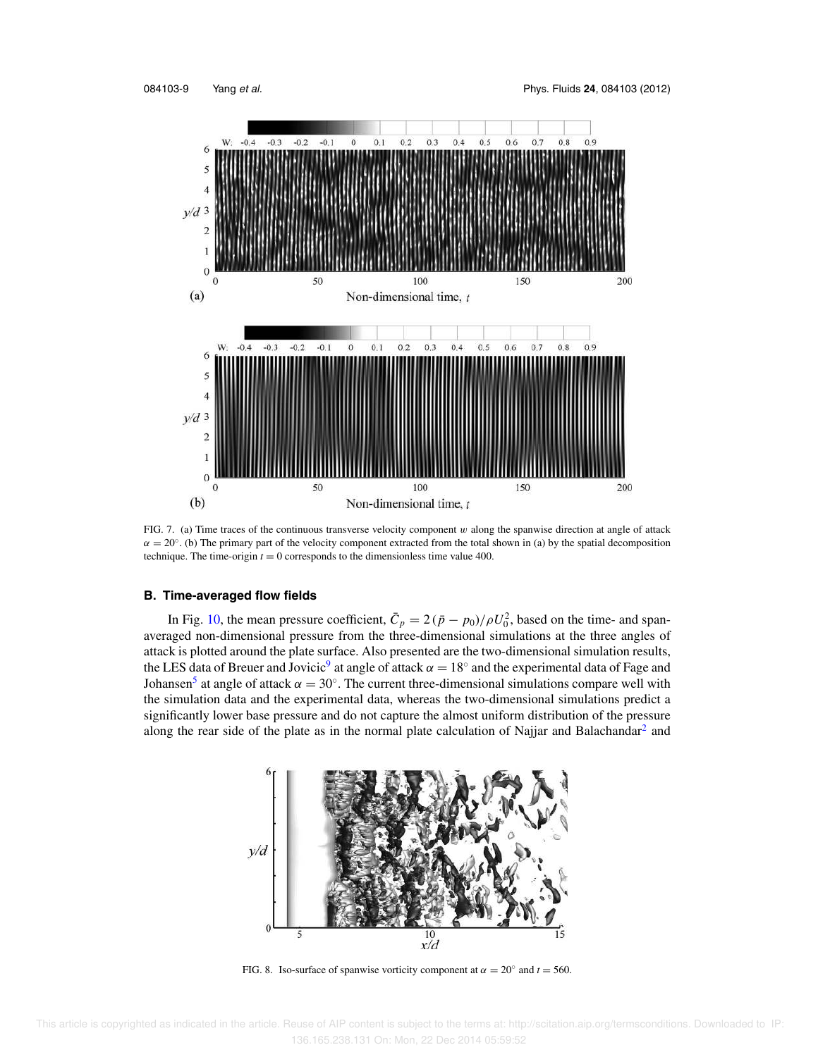FIG. 7. (a) Time traces of the continuous transverse velocity component $w$ along the spanwise direction at angle of attack $\alpha = 20^\circ$. (b) The primary part of the velocity component extracted from the total shown in (a) by the spatial decomposition technique. The time-origin $t = 0$ corresponds to the dimensionless time value 400.

### B. Time-averaged flow fields

In Fig. 10, the mean pressure coefficient, $\bar{C}_p = 2(\bar{p} - p_0)/\rho U_0^2$, based on the time- and span-averaged non-dimensional pressure from the three-dimensional simulations at the three angles of attack is plotted around the plate surface. Also presented are the two-dimensional simulation results, the LES data of Breuer and Jovicic[9] at angle of attack $\alpha = 18^\circ$ and the experimental data of Fage and Johansen[5] at angle of attack $\alpha = 30^\circ$. The current three-dimensional simulations compare well with the simulation data and the experimental data, whereas the two-dimensional simulations predict a significantly lower base pressure and do not capture the almost uniform distribution of the pressure along the rear side of the plate as in the normal plate calculation of Najjar and Balachandar[2] and

FIG. 8. Iso-surface of spanwise vorticity component at $\alpha = 20^\circ$ and $t = 560$.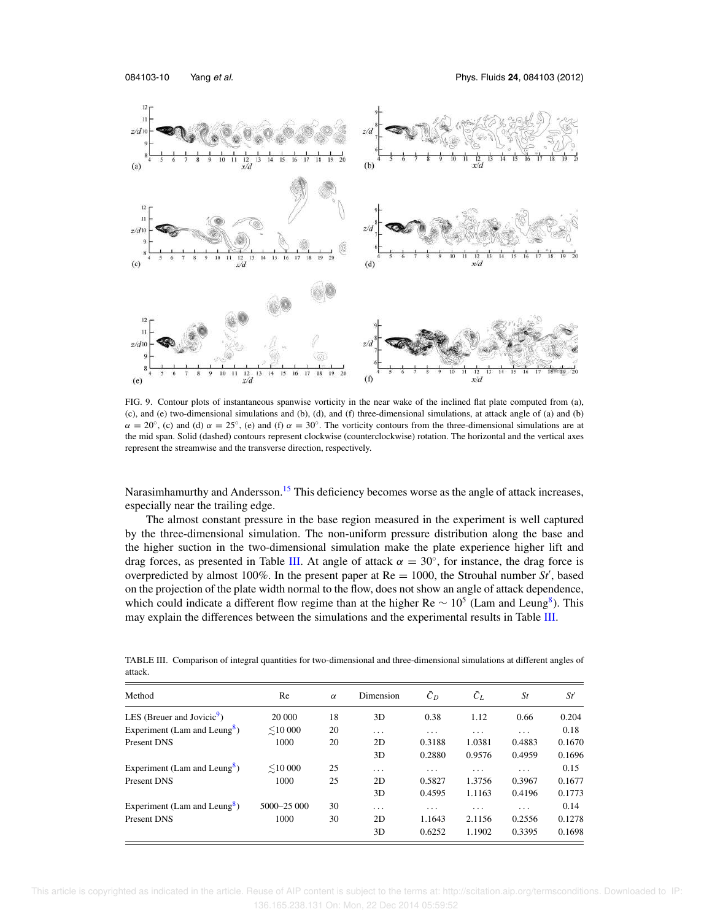FIG. 9. Contour plots of instantaneous spanwise vorticity in the near wake of the inclined flat plate computed from (a), (c), and (e) two-dimensional simulations and (b), (d), and (f) three-dimensional simulations, at attack angle of (a) and (b) $\alpha = 20^{\circ}$, (c) and (d) $\alpha = 25^{\circ}$, (e) and (f) $\alpha = 30^{\circ}$. The vorticity contours from the three-dimensional simulations are at the mid span. Solid (dashed) contours represent clockwise (counterclockwise) rotation. The horizontal and the vertical axes represent the streamwise and the transverse direction, respectively.

Narasimhamurthy and Andersson.[15] This deficiency becomes worse as the angle of attack increases, especially near the trailing edge.

The almost constant pressure in the base region measured in the experiment is well captured by the three-dimensional simulation. The non-uniform pressure distribution along the base and the higher suction in the two-dimensional simulation make the plate experience higher lift and drag forces, as presented in Table III. At angle of attack $\alpha = 30^{\circ}$, for instance, the drag force is overpredicted by almost 100%. In the present paper at Re = 1000, the Strouhal number $St'$, based on the projection of the plate width normal to the flow, does not show an angle of attack dependence, which could indicate a different flow regime than at the higher Re $\sim 10^5$ (Lam and Leung[8]). This may explain the differences between the simulations and the experimental results in Table III.

TABLE III. Comparison of integral quantities for two-dimensional and three-dimensional simulations at different angles of attack.

| Method | Re | $\alpha$ | Dimension | $\bar{C}_D$ | $\bar{C}_L$ | $St$ | $St'$ |
|---|---|---|---|---|---|---|---|
| LES (Breuer and Jovicic[9]) | 20 000 | 18 | 3D | 0.38 | 1.12 | 0.66 | 0.204 |
| Experiment (Lam and Leung[8]) | $\lesssim$10 000 | 20 | ... | ... | ... | ... | 0.18 |
| Present DNS | 1000 | 20 | 2D | 0.3188 | 1.0381 | 0.4883 | 0.1670 |
| | | | 3D | 0.2880 | 0.9576 | 0.4959 | 0.1696 |
| Experiment (Lam and Leung[8]) | $\lesssim$10 000 | 25 | ... | ... | ... | ... | 0.15 |
| Present DNS | 1000 | 25 | 2D | 0.5827 | 1.3756 | 0.3967 | 0.1677 |
| | | | 3D | 0.4595 | 1.1163 | 0.4196 | 0.1773 |
| Experiment (Lam and Leung[8]) | 5000–25 000 | 30 | ... | ... | ... | ... | 0.14 |
| Present DNS | 1000 | 30 | 2D | 1.1643 | 2.1156 | 0.2556 | 0.1278 |
| | | | 3D | 0.6252 | 1.1902 | 0.3395 | 0.1698 |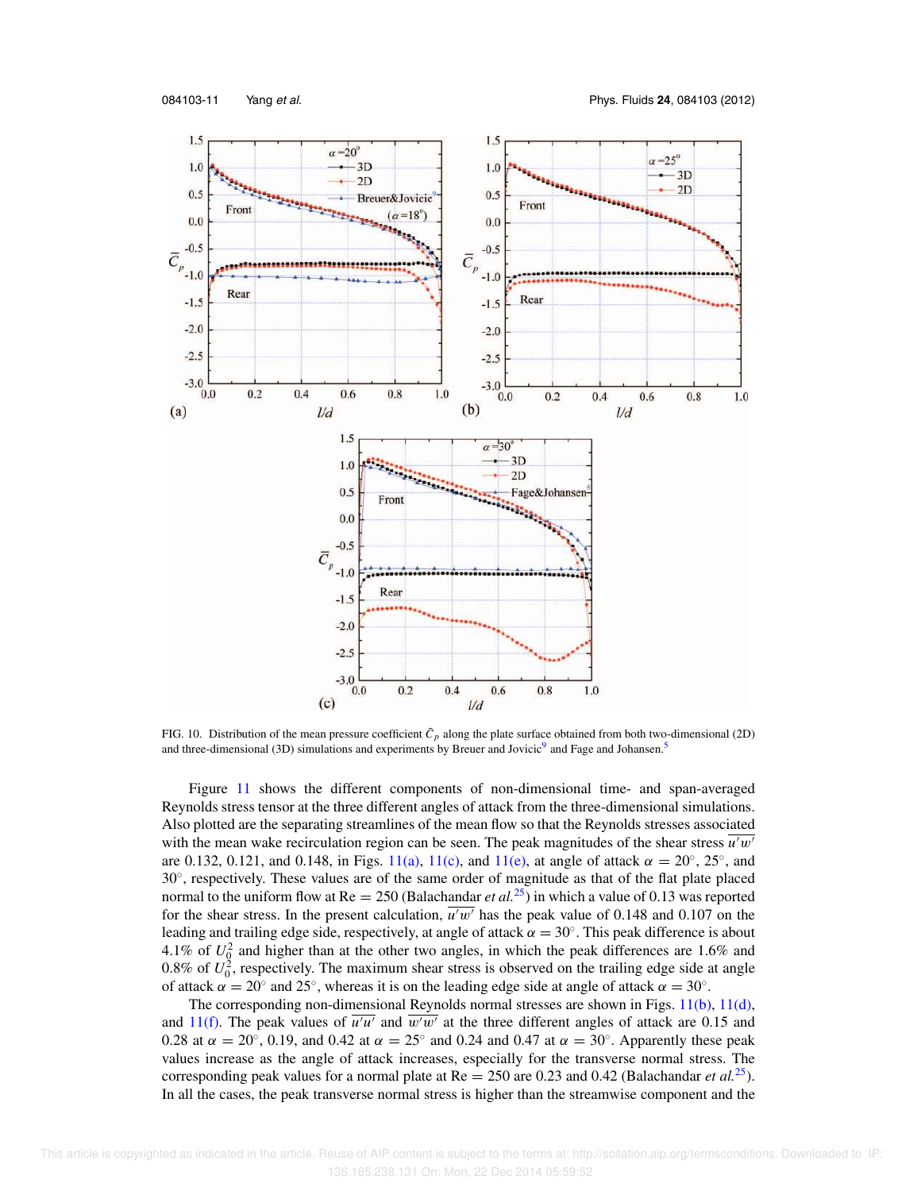FIG. 10. Distribution of the mean pressure coefficient $\bar{C}_p$ along the plate surface obtained from both two-dimensional (2D) and three-dimensional (3D) simulations and experiments by Breuer and Jovicic[9] and Fage and Johansen.[5]

Figure 11 shows the different components of non-dimensional time- and span-averaged Reynolds stress tensor at the three different angles of attack from the three-dimensional simulations. Also plotted are the separating streamlines of the mean flow so that the Reynolds stresses associated with the mean wake recirculation region can be seen. The peak magnitudes of the shear stress $\overline{u'w'}$ are 0.132, 0.121, and 0.148, in Figs. 11(a), 11(c), and 11(e), at angle of attack $\alpha = 20^\circ$, $25^\circ$, and $30^\circ$, respectively. These values are of the same order of magnitude as that of the flat plate placed normal to the uniform flow at Re = 250 (Balachandar *et al.*[25]) in which a value of 0.13 was reported for the shear stress. In the present calculation, $\overline{u'w'}$ has the peak value of 0.148 and 0.107 on the leading and trailing edge side, respectively, at angle of attack $\alpha = 30^\circ$. This peak difference is about 4.1% of $U_0^2$ and higher than at the other two angles, in which the peak differences are 1.6% and 0.8% of $U_0^2$, respectively. The maximum shear stress is observed on the trailing edge side at angle of attack $\alpha = 20^\circ$ and $25^\circ$, whereas it is on the leading edge side at angle of attack $\alpha = 30^\circ$.

The corresponding non-dimensional Reynolds normal stresses are shown in Figs. 11(b), 11(d), and 11(f). The peak values of $\overline{u'u'}$ and $\overline{w'w'}$ at the three different angles of attack are 0.15 and 0.28 at $\alpha = 20^\circ$, 0.19, and 0.42 at $\alpha = 25^\circ$ and 0.24 and 0.47 at $\alpha = 30^\circ$. Apparently these peak values increase as the angle of attack increases, especially for the transverse normal stress. The corresponding peak values for a normal plate at Re = 250 are 0.23 and 0.42 (Balachandar *et al.*[25]). In all the cases, the peak transverse normal stress is higher than the streamwise component and the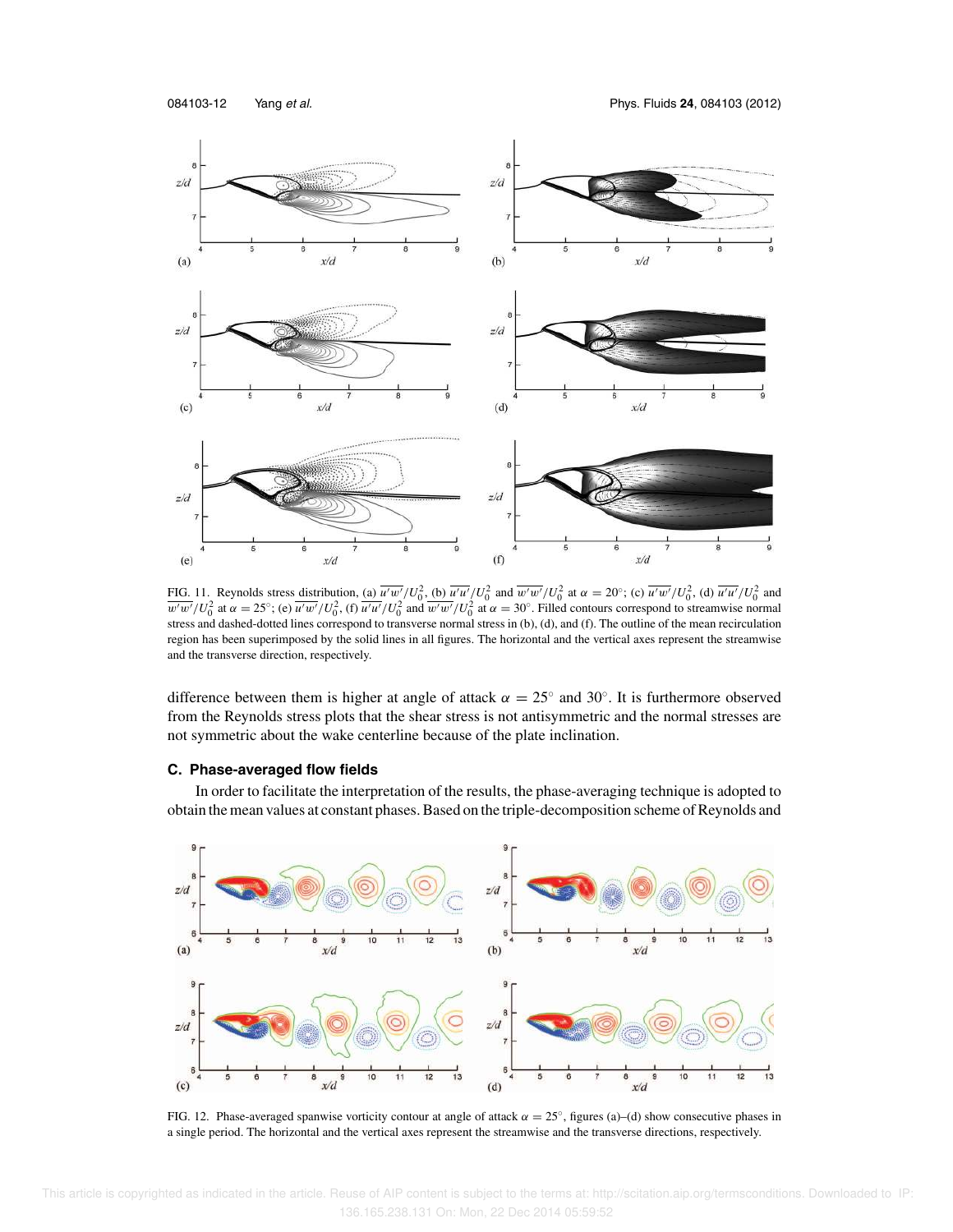FIG. 11. Reynolds stress distribution, (a) $\overline{u'w'}/U_0^2$, (b) $\overline{u'u'}/U_0^2$ and $\overline{w'w'}/U_0^2$ at $\alpha = 20^\circ$; (c) $\overline{u'w'}/U_0^2$, (d) $\overline{u'u'}/U_0^2$ and $\overline{w'w'}/U_0^2$ at $\alpha = 25^\circ$; (e) $\overline{u'w'}/U_0^2$, (f) $\overline{u'u'}/U_0^2$ and $\overline{w'w'}/U_0^2$ at $\alpha = 30^\circ$. Filled contours correspond to streamwise normal stress and dashed-dotted lines correspond to transverse normal stress in (b), (d), and (f). The outline of the mean recirculation region has been superimposed by the solid lines in all figures. The horizontal and the vertical axes represent the streamwise and the transverse direction, respectively.

difference between them is higher at angle of attack $\alpha = 25^\circ$ and $30^\circ$. It is furthermore observed from the Reynolds stress plots that the shear stress is not antisymmetric and the normal stresses are not symmetric about the wake centerline because of the plate inclination.

### C. Phase-averaged flow fields

In order to facilitate the interpretation of the results, the phase-averaging technique is adopted to obtain the mean values at constant phases. Based on the triple-decomposition scheme of Reynolds and

FIG. 12. Phase-averaged spanwise vorticity contour at angle of attack $\alpha = 25^\circ$, figures (a)–(d) show consecutive phases in a single period. The horizontal and the vertical axes represent the streamwise and the transverse directions, respectively.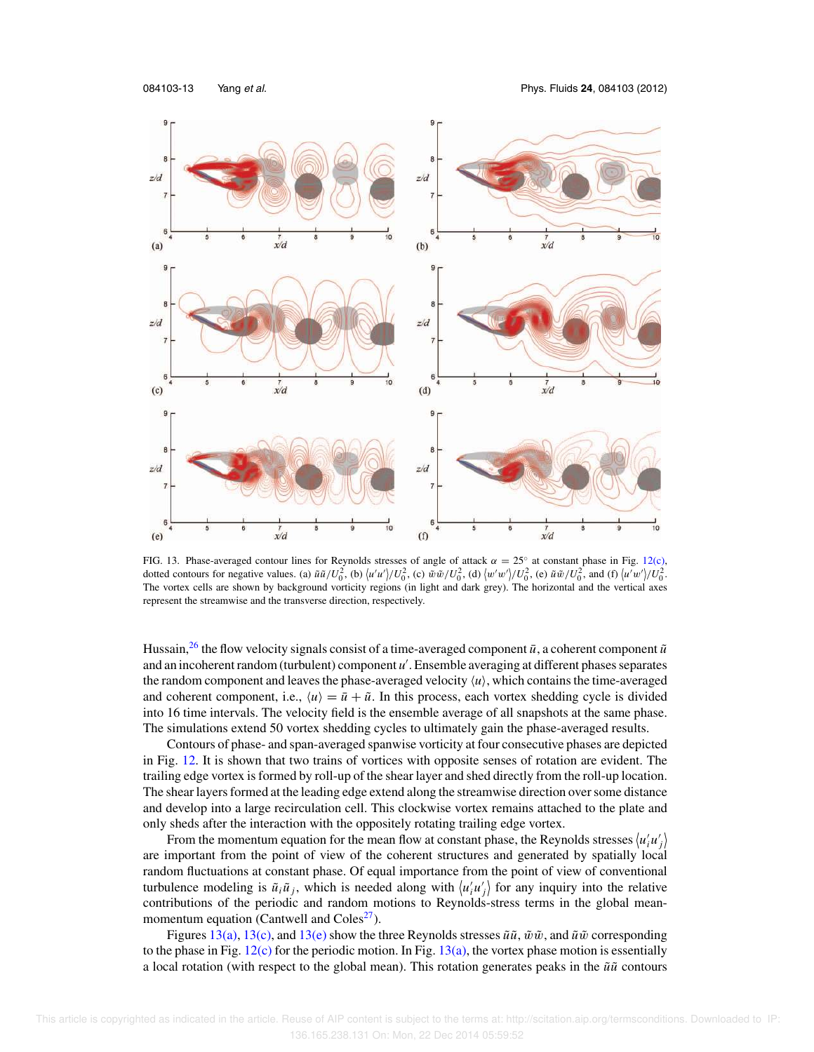FIG. 13. Phase-averaged contour lines for Reynolds stresses of angle of attack $\alpha = 25^\circ$ at constant phase in Fig. 12(c), dotted contours for negative values. (a) $\tilde{u}\tilde{u}/U_0^2$, (b) $\langle u'u' \rangle/U_0^2$, (c) $\tilde{w}\tilde{w}/U_0^2$, (d) $\langle w'w' \rangle/U_0^2$, (e) $\tilde{u}\tilde{w}/U_0^2$, and (f) $\langle u'w' \rangle/U_0^2$. The vortex cells are shown by background vorticity regions (in light and dark grey). The horizontal and the vertical axes represent the streamwise and the transverse direction, respectively.

Hussain,[26] the flow velocity signals consist of a time-averaged component $\bar{u}$, a coherent component $\tilde{u}$ and an incoherent random (turbulent) component $u'$. Ensemble averaging at different phases separates the random component and leaves the phase-averaged velocity $\langle u \rangle$, which contains the time-averaged and coherent component, i.e., $\langle u \rangle = \bar{u} + \tilde{u}$. In this process, each vortex shedding cycle is divided into 16 time intervals. The velocity field is the ensemble average of all snapshots at the same phase. The simulations extend 50 vortex shedding cycles to ultimately gain the phase-averaged results.

Contours of phase- and span-averaged spanwise vorticity at four consecutive phases are depicted in Fig. 12. It is shown that two trains of vortices with opposite senses of rotation are evident. The trailing edge vortex is formed by roll-up of the shear layer and shed directly from the roll-up location. The shear layers formed at the leading edge extend along the streamwise direction over some distance and develop into a large recirculation cell. This clockwise vortex remains attached to the plate and only sheds after the interaction with the oppositely rotating trailing edge vortex.

From the momentum equation for the mean flow at constant phase, the Reynolds stresses $\langle u_i' u_j' \rangle$ are important from the point of view of the coherent structures and generated by spatially local random fluctuations at constant phase. Of equal importance from the point of view of conventional turbulence modeling is $\tilde{u}_i \tilde{u}_j$, which is needed along with $\langle u_i' u_j' \rangle$ for any inquiry into the relative contributions of the periodic and random motions to Reynolds-stress terms in the global mean-momentum equation (Cantwell and Coles[27]).

Figures 13(a), 13(c), and 13(e) show the three Reynolds stresses $\tilde{u}\tilde{u}$, $\tilde{w}\tilde{w}$, and $\tilde{u}\tilde{w}$ corresponding to the phase in Fig. 12(c) for the periodic motion. In Fig. 13(a), the vortex phase motion is essentially a local rotation (with respect to the global mean). This rotation generates peaks in the $\tilde{u}\tilde{u}$ contours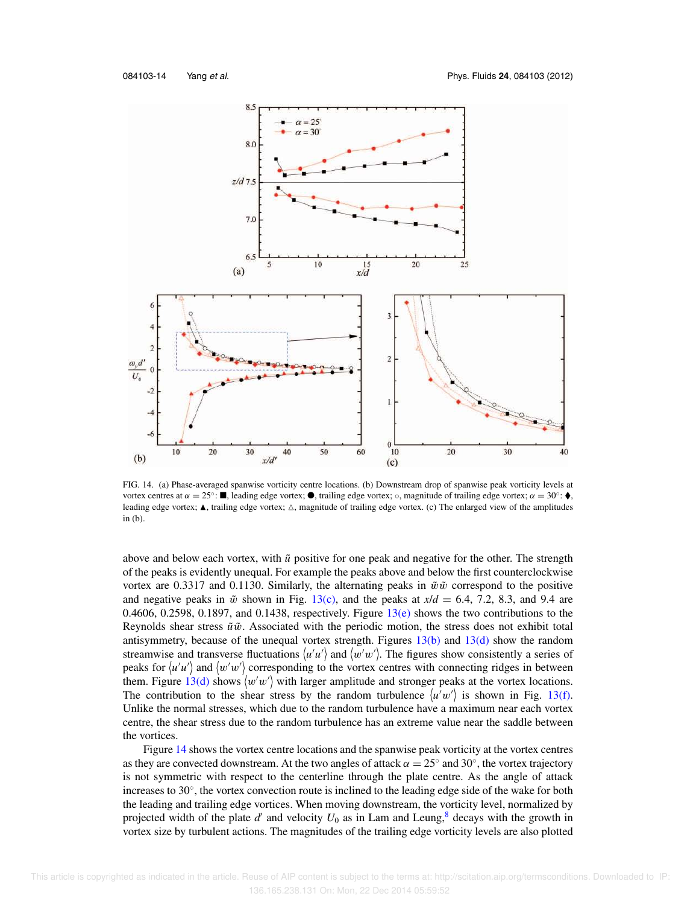FIG. 14. (a) Phase-averaged spanwise vorticity centre locations. (b) Downstream drop of spanwise peak vorticity levels at vortex centres at $\alpha = 25^\circ$: ■, leading edge vortex; ●, trailing edge vortex; ○, magnitude of trailing edge vortex; $\alpha = 30^\circ$: ♦, leading edge vortex; ▲, trailing edge vortex; △, magnitude of trailing edge vortex. (c) The enlarged view of the amplitudes in (b).

above and below each vortex, with $\tilde{u}$ positive for one peak and negative for the other. The strength of the peaks is evidently unequal. For example the peaks above and below the first counterclockwise vortex are 0.3317 and 0.1130. Similarly, the alternating peaks in $\tilde{w}\tilde{w}$ correspond to the positive and negative peaks in $\tilde{w}$ shown in Fig. 13(c), and the peaks at $x/d$ = 6.4, 7.2, 8.3, and 9.4 are 0.4606, 0.2598, 0.1897, and 0.1438, respectively. Figure 13(e) shows the two contributions to the Reynolds shear stress $\tilde{u}\tilde{w}$. Associated with the periodic motion, the stress does not exhibit total antisymmetry, because of the unequal vortex strength. Figures 13(b) and 13(d) show the random streamwise and transverse fluctuations $\langle u'u' \rangle$ and $\langle w'w' \rangle$. The figures show consistently a series of peaks for $\langle u'u' \rangle$ and $\langle w'w' \rangle$ corresponding to the vortex centres with connecting ridges in between them. Figure 13(d) shows $\langle w'w' \rangle$ with larger amplitude and stronger peaks at the vortex locations. The contribution to the shear stress by the random turbulence $\langle u'w' \rangle$ is shown in Fig. 13(f). Unlike the normal stresses, which due to the random turbulence have a maximum near each vortex centre, the shear stress due to the random turbulence has an extreme value near the saddle between the vortices.

Figure 14 shows the vortex centre locations and the spanwise peak vorticity at the vortex centres as they are convected downstream. At the two angles of attack $\alpha = 25^\circ$ and $30^\circ$, the vortex trajectory is not symmetric with respect to the centerline through the plate centre. As the angle of attack increases to $30^\circ$, the vortex convection route is inclined to the leading edge side of the wake for both the leading and trailing edge vortices. When moving downstream, the vorticity level, normalized by projected width of the plate $d'$ and velocity $U_0$ as in Lam and Leung,[8] decays with the growth in vortex size by turbulent actions. The magnitudes of the trailing edge vorticity levels are also plotted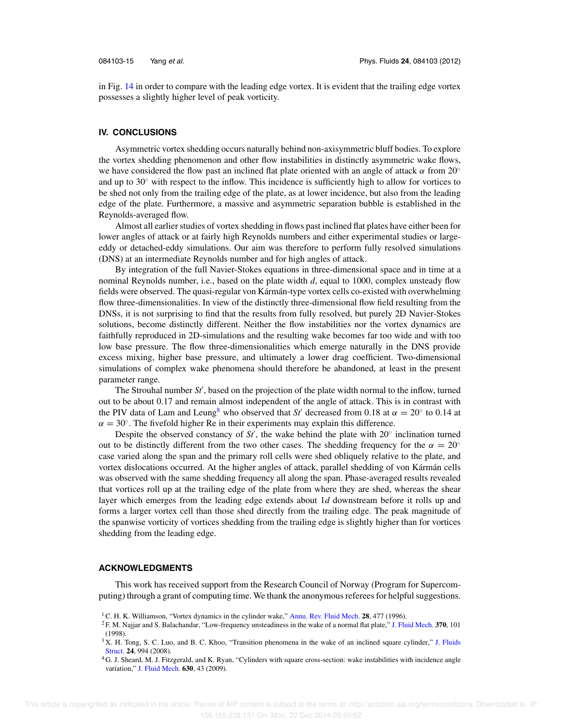in Fig. 14 in order to compare with the leading edge vortex. It is evident that the trailing edge vortex possesses a slightly higher level of peak vorticity.

## IV. CONCLUSIONS

Asymmetric vortex shedding occurs naturally behind non-axisymmetric bluff bodies. To explore the vortex shedding phenomenon and other flow instabilities in distinctly asymmetric wake flows, we have considered the flow past an inclined flat plate oriented with an angle of attack $\alpha$ from $20^\circ$ and up to $30^\circ$ with respect to the inflow. This incidence is sufficiently high to allow for vortices to be shed not only from the trailing edge of the plate, as at lower incidence, but also from the leading edge of the plate. Furthermore, a massive and asymmetric separation bubble is established in the Reynolds-averaged flow.

Almost all earlier studies of vortex shedding in flows past inclined flat plates have either been for lower angles of attack or at fairly high Reynolds numbers and either experimental studies or large-eddy or detached-eddy simulations. Our aim was therefore to perform fully resolved simulations (DNS) at an intermediate Reynolds number and for high angles of attack.

By integration of the full Navier-Stokes equations in three-dimensional space and in time at a nominal Reynolds number, i.e., based on the plate width $d$, equal to 1000, complex unsteady flow fields were observed. The quasi-regular von Kármán-type vortex cells co-existed with overwhelming flow three-dimensionalities. In view of the distinctly three-dimensional flow field resulting from the DNSs, it is not surprising to find that the results from fully resolved, but purely 2D Navier-Stokes solutions, become distinctly different. Neither the flow instabilities nor the vortex dynamics are faithfully reproduced in 2D-simulations and the resulting wake becomes far too wide and with too low base pressure. The flow three-dimensionalities which emerge naturally in the DNS provide excess mixing, higher base pressure, and ultimately a lower drag coefficient. Two-dimensional simulations of complex wake phenomena should therefore be abandoned, at least in the present parameter range.

The Strouhal number $St'$, based on the projection of the plate width normal to the inflow, turned out to be about 0.17 and remain almost independent of the angle of attack. This is in contrast with the PIV data of Lam and Leung[8] who observed that $St'$ decreased from 0.18 at $\alpha = 20^\circ$ to 0.14 at $\alpha = 30^\circ$. The fivefold higher Re in their experiments may explain this difference.

Despite the observed constancy of $St'$, the wake behind the plate with $20^\circ$ inclination turned out to be distinctly different from the two other cases. The shedding frequency for the $\alpha = 20^\circ$ case varied along the span and the primary roll cells were shed obliquely relative to the plate, and vortex dislocations occurred. At the higher angles of attack, parallel shedding of von Kármán cells was observed with the same shedding frequency all along the span. Phase-averaged results revealed that vortices roll up at the trailing edge of the plate from where they are shed, whereas the shear layer which emerges from the leading edge extends about $1d$ downstream before it rolls up and forms a larger vortex cell than those shed directly from the trailing edge. The peak magnitude of the spanwise vorticity of vortices shedding from the trailing edge is slightly higher than for vortices shedding from the leading edge.

## ACKNOWLEDGMENTS

This work has received support from the Research Council of Norway (Program for Supercomputing) through a grant of computing time. We thank the anonymous referees for helpful suggestions.

[1] C. H. K. Williamson, "Vortex dynamics in the cylinder wake," Annu. Rev. Fluid Mech. **28**, 477 (1996).

[2] F. M. Najjar and S. Balachandar, "Low-frequency unsteadiness in the wake of a normal flat plate," J. Fluid Mech. **370**, 101 (1998).

[3] X. H. Tong, S. C. Luo, and B. C. Khoo, "Transition phenomena in the wake of an inclined square cylinder," J. Fluids Struct. **24**, 994 (2008).

[4] G. J. Sheard, M. J. Fitzgerald, and K. Ryan, "Cylinders with square cross-section: wake instabilities with incidence angle variation," J. Fluid Mech. **630**, 43 (2009).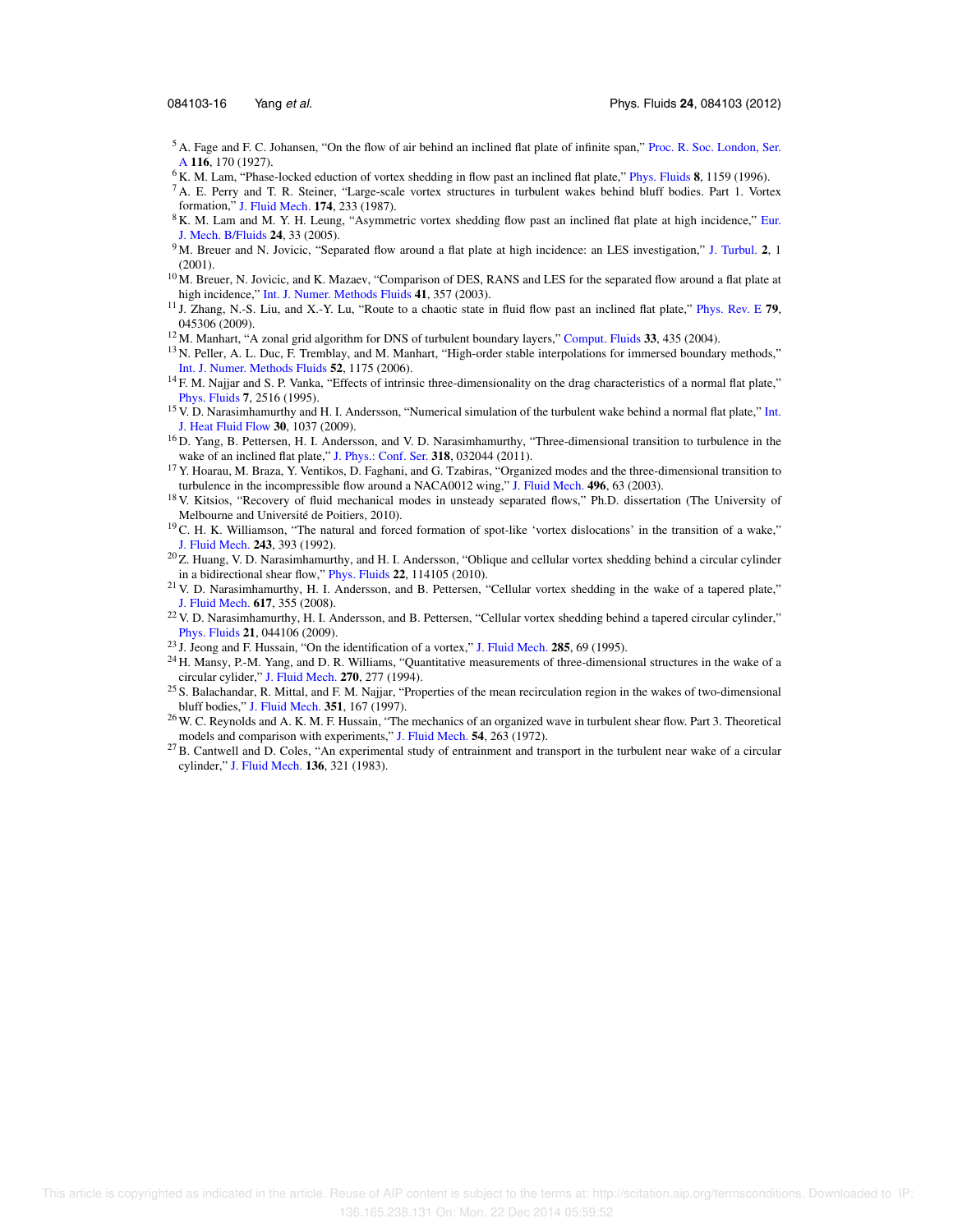[5] A. Fage and F. C. Johansen, "On the flow of air behind an inclined flat plate of infinite span," Proc. R. Soc. London, Ser. A **116**, 170 (1927).

[6] K. M. Lam, "Phase-locked eduction of vortex shedding in flow past an inclined flat plate," Phys. Fluids **8**, 1159 (1996).

[7] A. E. Perry and T. R. Steiner, "Large-scale vortex structures in turbulent wakes behind bluff bodies. Part 1. Vortex formation," J. Fluid Mech. **174**, 233 (1987).

[8] K. M. Lam and M. Y. H. Leung, "Asymmetric vortex shedding flow past an inclined flat plate at high incidence," Eur. J. Mech. B/Fluids **24**, 33 (2005).

[9] M. Breuer and N. Jovicic, "Separated flow around a flat plate at high incidence: an LES investigation," J. Turbul. **2**, 1 (2001).

[10] M. Breuer, N. Jovicic, and K. Mazaev, "Comparison of DES, RANS and LES for the separated flow around a flat plate at high incidence," Int. J. Numer. Methods Fluids **41**, 357 (2003).

[11] J. Zhang, N.-S. Liu, and X.-Y. Lu, "Route to a chaotic state in fluid flow past an inclined flat plate," Phys. Rev. E **79**, 045306 (2009).

[12] M. Manhart, "A zonal grid algorithm for DNS of turbulent boundary layers," Comput. Fluids **33**, 435 (2004).

[13] N. Peller, A. L. Duc, F. Tremblay, and M. Manhart, "High-order stable interpolations for immersed boundary methods," Int. J. Numer. Methods Fluids **52**, 1175 (2006).

[14] F. M. Najjar and S. P. Vanka, "Effects of intrinsic three-dimensionality on the drag characteristics of a normal flat plate," Phys. Fluids **7**, 2516 (1995).

[15] V. D. Narasimhamurthy and H. I. Andersson, "Numerical simulation of the turbulent wake behind a normal flat plate," Int. J. Heat Fluid Flow **30**, 1037 (2009).

[16] D. Yang, B. Pettersen, H. I. Andersson, and V. D. Narasimhamurthy, "Three-dimensional transition to turbulence in the wake of an inclined flat plate," J. Phys.: Conf. Ser. **318**, 032044 (2011).

[17] Y. Hoarau, M. Braza, Y. Ventikos, D. Faghani, and G. Tzabiras, "Organized modes and the three-dimensional transition to turbulence in the incompressible flow around a NACA0012 wing," J. Fluid Mech. **496**, 63 (2003).

[18] V. Kitsios, "Recovery of fluid mechanical modes in unsteady separated flows," Ph.D. dissertation (The University of Melbourne and Université de Poitiers, 2010).

[19] C. H. K. Williamson, "The natural and forced formation of spot-like 'vortex dislocations' in the transition of a wake," J. Fluid Mech. **243**, 393 (1992).

[20] Z. Huang, V. D. Narasimhamurthy, and H. I. Andersson, "Oblique and cellular vortex shedding behind a circular cylinder in a bidirectional shear flow," Phys. Fluids **22**, 114105 (2010).

[21] V. D. Narasimhamurthy, H. I. Andersson, and B. Pettersen, "Cellular vortex shedding in the wake of a tapered plate," J. Fluid Mech. **617**, 355 (2008).

[22] V. D. Narasimhamurthy, H. I. Andersson, and B. Pettersen, "Cellular vortex shedding behind a tapered circular cylinder," Phys. Fluids **21**, 044106 (2009).

[23] J. Jeong and F. Hussain, "On the identification of a vortex," J. Fluid Mech. **285**, 69 (1995).

[24] H. Mansy, P.-M. Yang, and D. R. Williams, "Quantitative measurements of three-dimensional structures in the wake of a circular cylider," J. Fluid Mech. **270**, 277 (1994).

[25] S. Balachandar, R. Mittal, and F. M. Najjar, "Properties of the mean recirculation region in the wakes of two-dimensional bluff bodies," J. Fluid Mech. **351**, 167 (1997).

[26] W. C. Reynolds and A. K. M. F. Hussain, "The mechanics of an organized wave in turbulent shear flow. Part 3. Theoretical models and comparison with experiments," J. Fluid Mech. **54**, 263 (1972).

[27] B. Cantwell and D. Coles, "An experimental study of entrainment and transport in the turbulent near wake of a circular cylinder," J. Fluid Mech. **136**, 321 (1983).